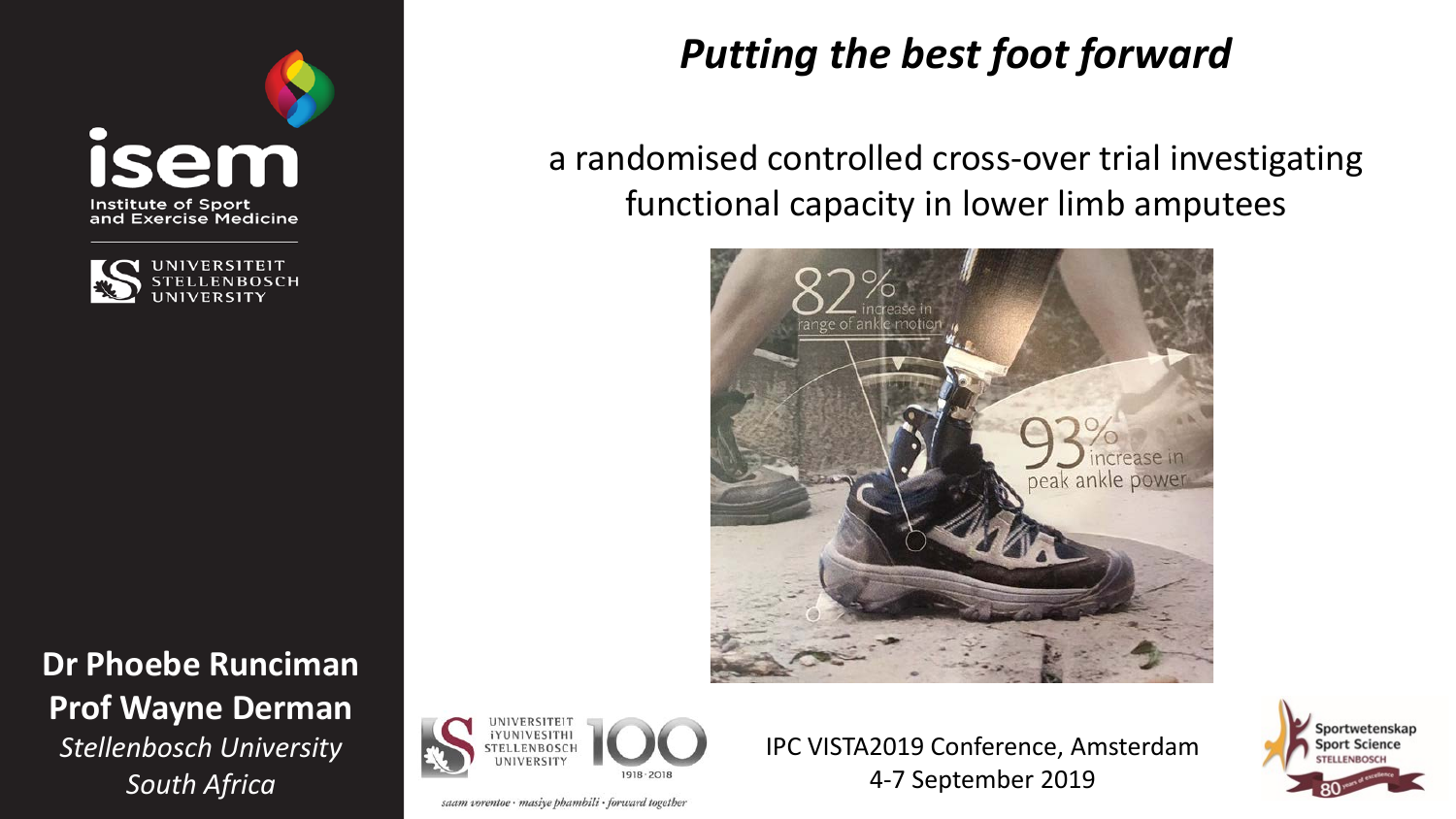# *Putting the best foot forward*

a randomised controlled cross-over trial investigating functional capacity in lower limb amputees

**Dr Phoebe Runciman**
**Prof Wayne Derman**
*Stellenbosch University*
*South Africa*

IPC VISTA2019 Conference, Amsterdam
4-7 September 2019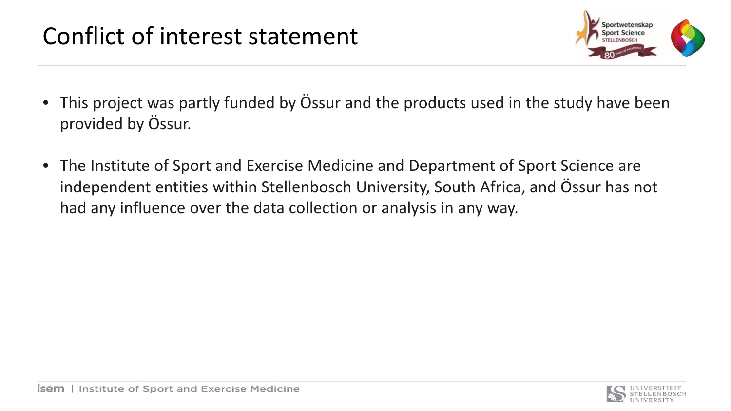# Conflict of interest statement

- This project was partly funded by Össur and the products used in the study have been provided by Össur.
- The Institute of Sport and Exercise Medicine and Department of Sport Science are independent entities within Stellenbosch University, South Africa, and Össur has not had any influence over the data collection or analysis in any way.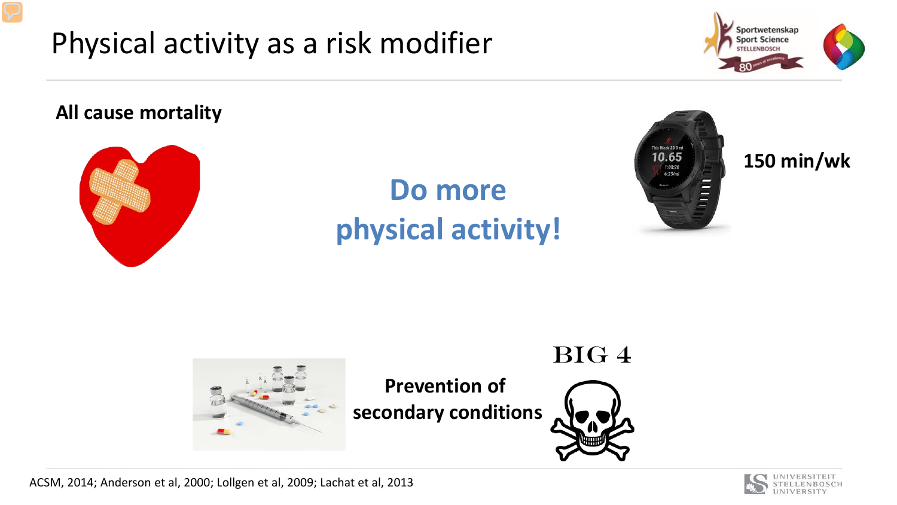# Physical activity as a risk modifier

**All cause mortality**

**Do more physical activity!**

**150 min/wk**

**BIG 4**

**Prevention of secondary conditions**

ACSM, 2014; Anderson et al, 2000; Lollgen et al, 2009; Lachat et al, 2013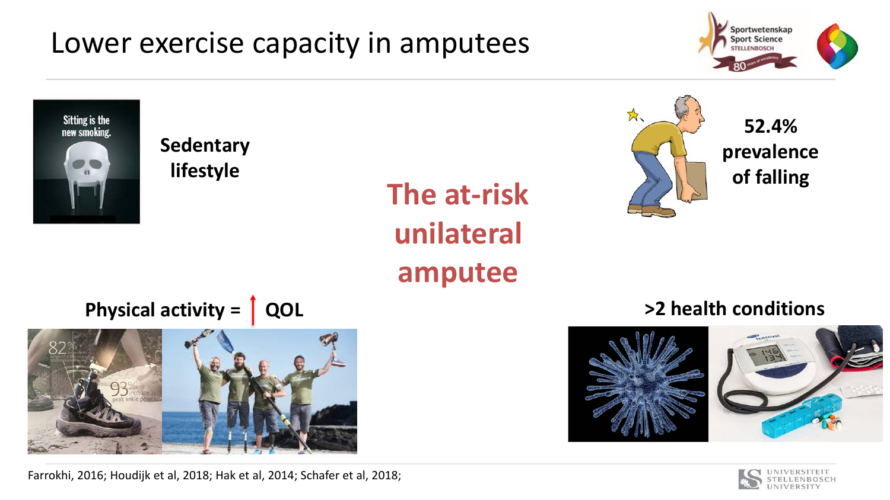# Lower exercise capacity in amputees

**Sedentary lifestyle**

**52.4% prevalence of falling**

**The at-risk unilateral amputee**

**Physical activity = ↑ QOL**

**>2 health conditions**

Farrokhi, 2016; Houdijk et al, 2018; Hak et al, 2014; Schafer et al, 2018;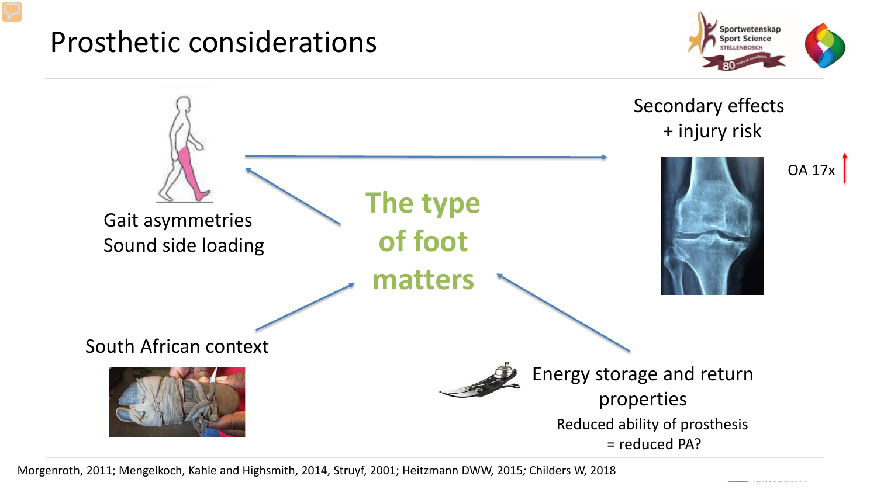# Prosthetic considerations

Gait asymmetries
Sound side loading

Secondary effects
+ injury risk

OA 17x ↑

**The type of foot matters**

South African context

Energy storage and return properties

Reduced ability of prosthesis
= reduced PA?

Morgenroth, 2011; Mengelkoch, Kahle and Highsmith, 2014, Struyf, 2001; Heitzmann DWW, 2015; Childers W, 2018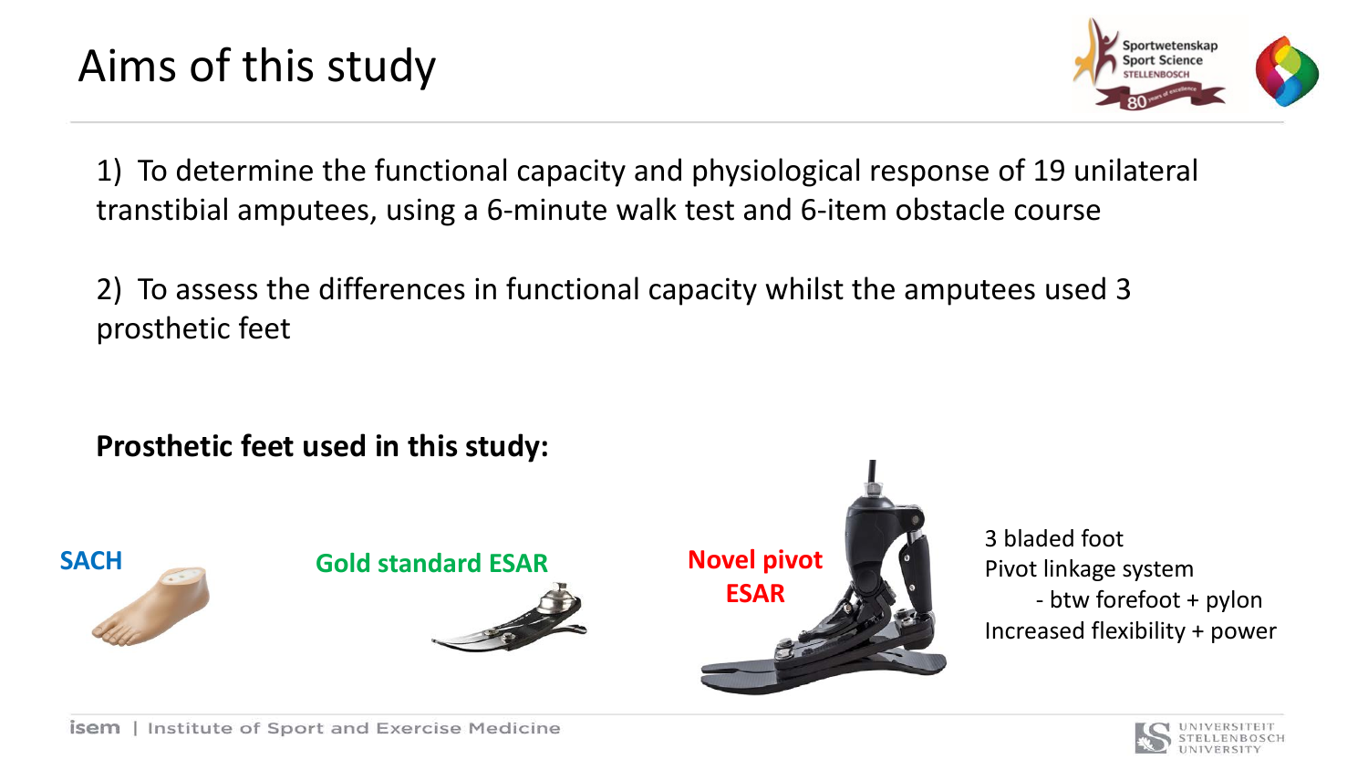# Aims of this study

1) To determine the functional capacity and physiological response of 19 unilateral transtibial amputees, using a 6-minute walk test and 6-item obstacle course

2) To assess the differences in functional capacity whilst the amputees used 3 prosthetic feet

**Prosthetic feet used in this study:**

**SACH**

**Gold standard ESAR**

**Novel pivot ESAR**

3 bladed foot
Pivot linkage system
- btw forefoot + pylon

Increased flexibility + power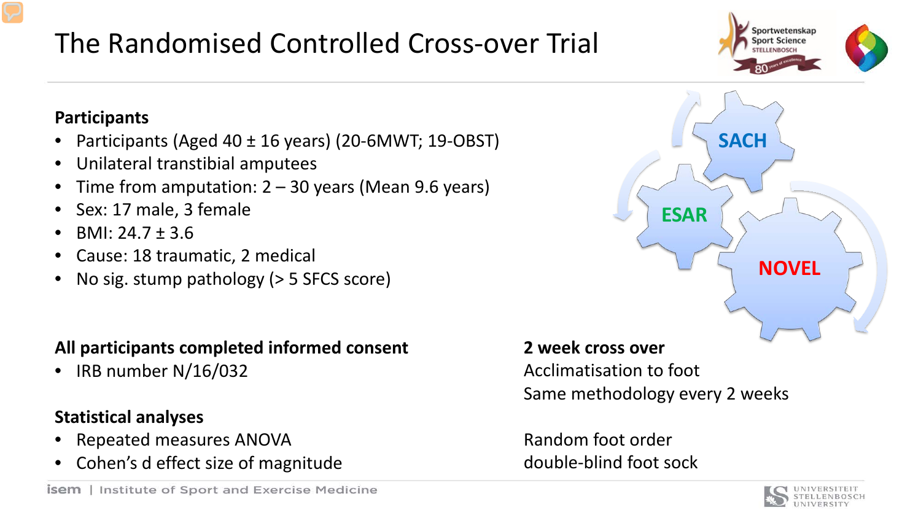# The Randomised Controlled Cross-over Trial

**Participants**

- Participants (Aged 40 ± 16 years) (20-6MWT; 19-OBST)
- Unilateral transtibial amputees
- Time from amputation: 2 – 30 years (Mean 9.6 years)
- Sex: 17 male, 3 female
- BMI: 24.7 ± 3.6
- Cause: 18 traumatic, 2 medical
- No sig. stump pathology (> 5 SFCS score)

SACH

ESAR

NOVEL

**All participants completed informed consent**

- IRB number N/16/032

**Statistical analyses**

- Repeated measures ANOVA
- Cohen's d effect size of magnitude

**2 week cross over**

Acclimatisation to foot

Same methodology every 2 weeks

Random foot order

double-blind foot sock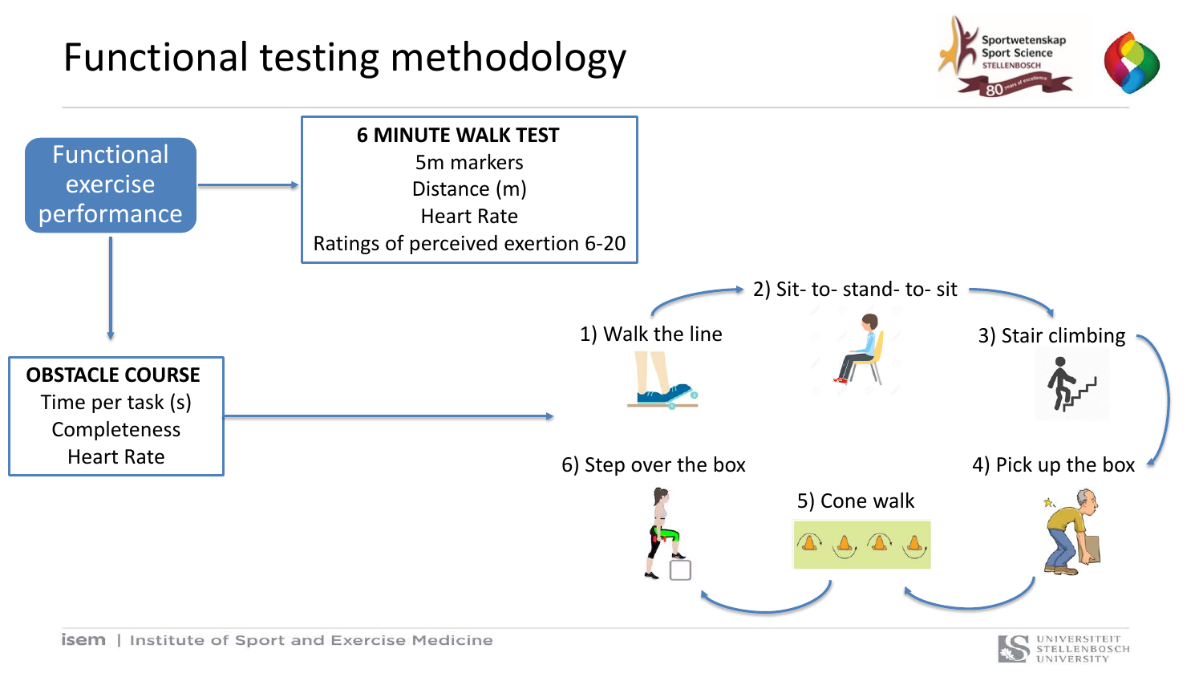# Functional testing methodology

**Functional exercise performance**

**6 MINUTE WALK TEST**
- 5m markers
- Distance (m)
- Heart Rate
- Ratings of perceived exertion 6-20

**OBSTACLE COURSE**
- Time per task (s)
- Completeness
- Heart Rate

1) Walk the line
2) Sit- to- stand- to- sit
3) Stair climbing
4) Pick up the box
5) Cone walk
6) Step over the box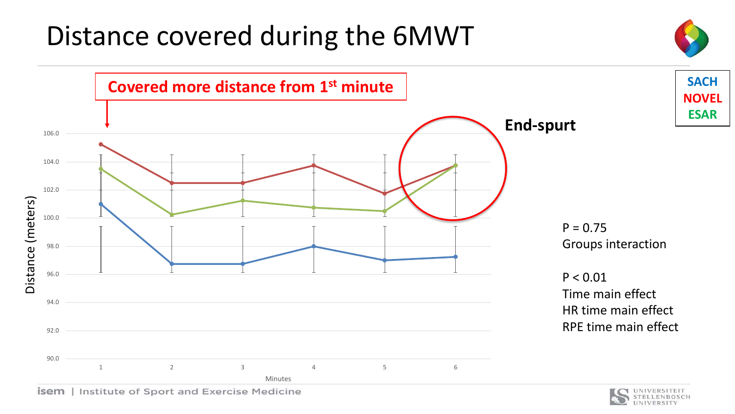# Distance covered during the 6MWT

**Covered more distance from 1st minute**

**End-spurt**

SACH
NOVEL
ESAR

Distance (meters)

106.0
104.0
102.0
100.0
98.0
96.0
94.0
92.0
90.0

1 2 3 4 5 6

Minutes

$P = 0.75$
Groups interaction

$P < 0.01$
Time main effect
HR time main effect
RPE time main effect

isem | Institute of Sport and Exercise Medicine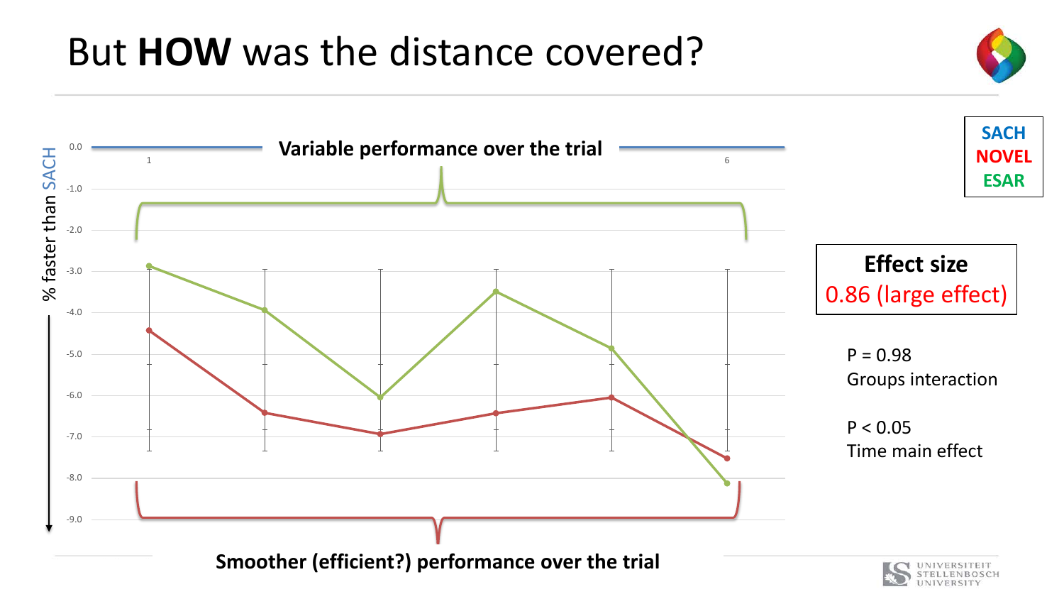# But **HOW** was the distance covered?

**Variable performance over the trial**

% faster than SACH

0.0, -1.0, -2.0, -3.0, -4.0, -5.0, -6.0, -7.0, -8.0, -9.0

1 … 6

**Smoother (efficient?) performance over the trial**

**SACH**
**NOVEL**
**ESAR**

**Effect size**
0.86 (large effect)

P = 0.98
Groups interaction

P < 0.05
Time main effect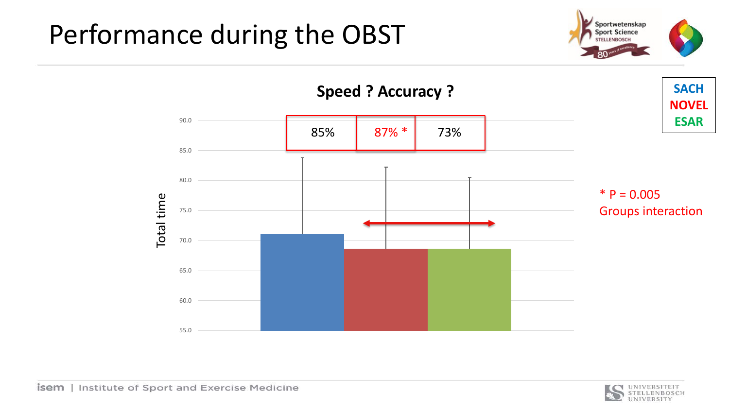# Performance during the OBST

**Speed ? Accuracy ?**

| SACH | NOVEL | ESAR |
|---|---|---|
| 85% | 87% * | 73% |

Total time

90.0
85.0
80.0
75.0
70.0
65.0
60.0
55.0

* $P = 0.005$
Groups interaction

**SACH**
**NOVEL**
**ESAR**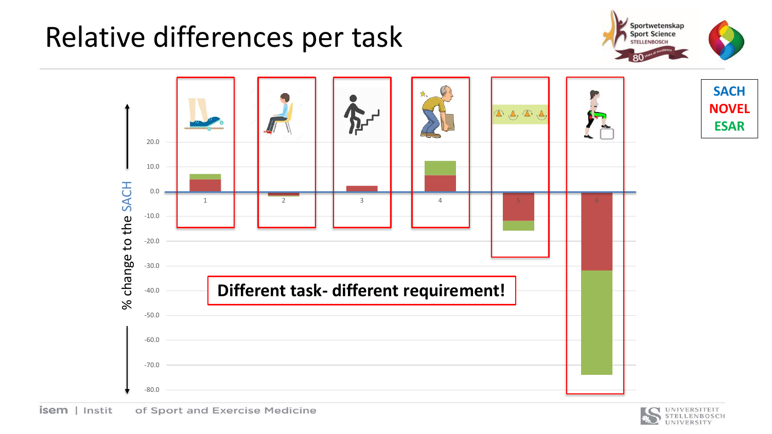# Relative differences per task

SACH
NOVEL
ESAR

% change to the SACH

20.0
10.0
0.0
-10.0
-20.0
-30.0
-40.0
-50.0
-60.0
-70.0
-80.0

1 2 3 4 5 6

**Different task- different requirement!**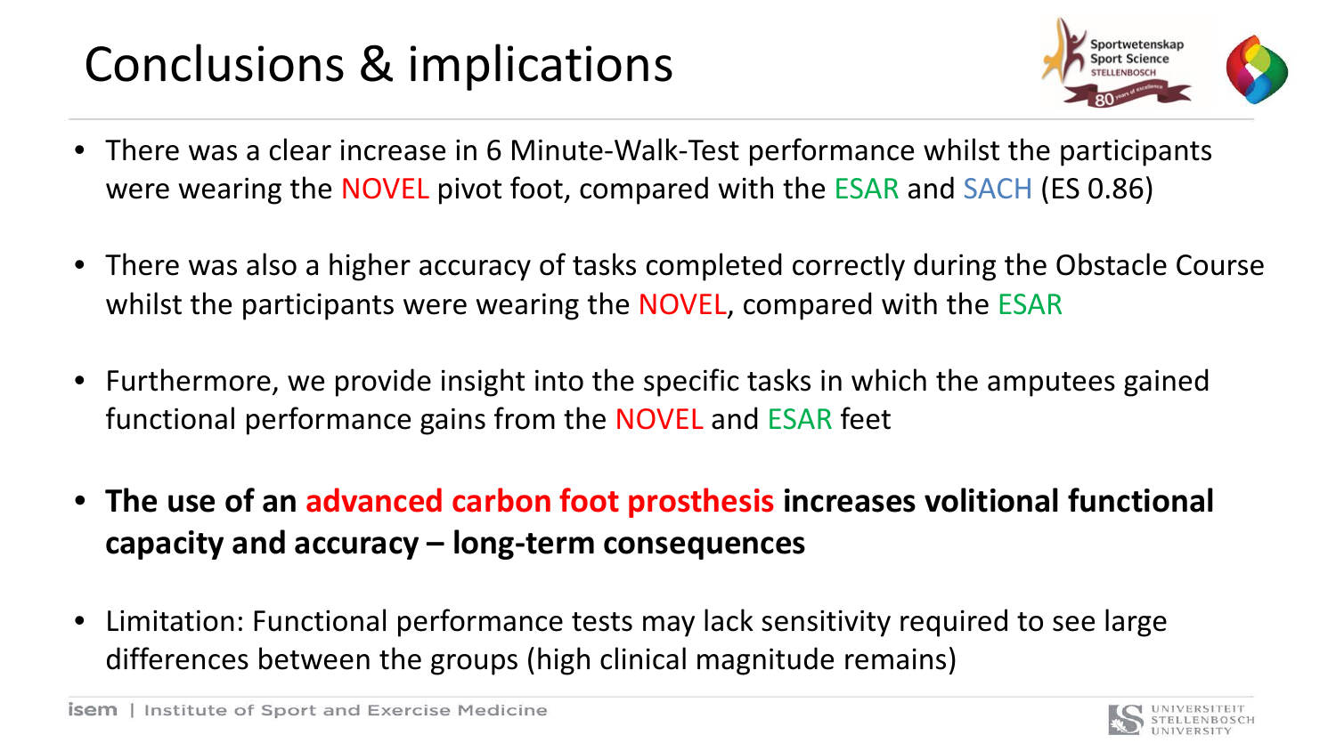# Conclusions & implications

- There was a clear increase in 6 Minute-Walk-Test performance whilst the participants were wearing the NOVEL pivot foot, compared with the ESAR and SACH (ES 0.86)

- There was also a higher accuracy of tasks completed correctly during the Obstacle Course whilst the participants were wearing the NOVEL, compared with the ESAR

- Furthermore, we provide insight into the specific tasks in which the amputees gained functional performance gains from the NOVEL and ESAR feet

- **The use of an advanced carbon foot prosthesis increases volitional functional capacity and accuracy – long-term consequences**

- Limitation: Functional performance tests may lack sensitivity required to see large differences between the groups (high clinical magnitude remains)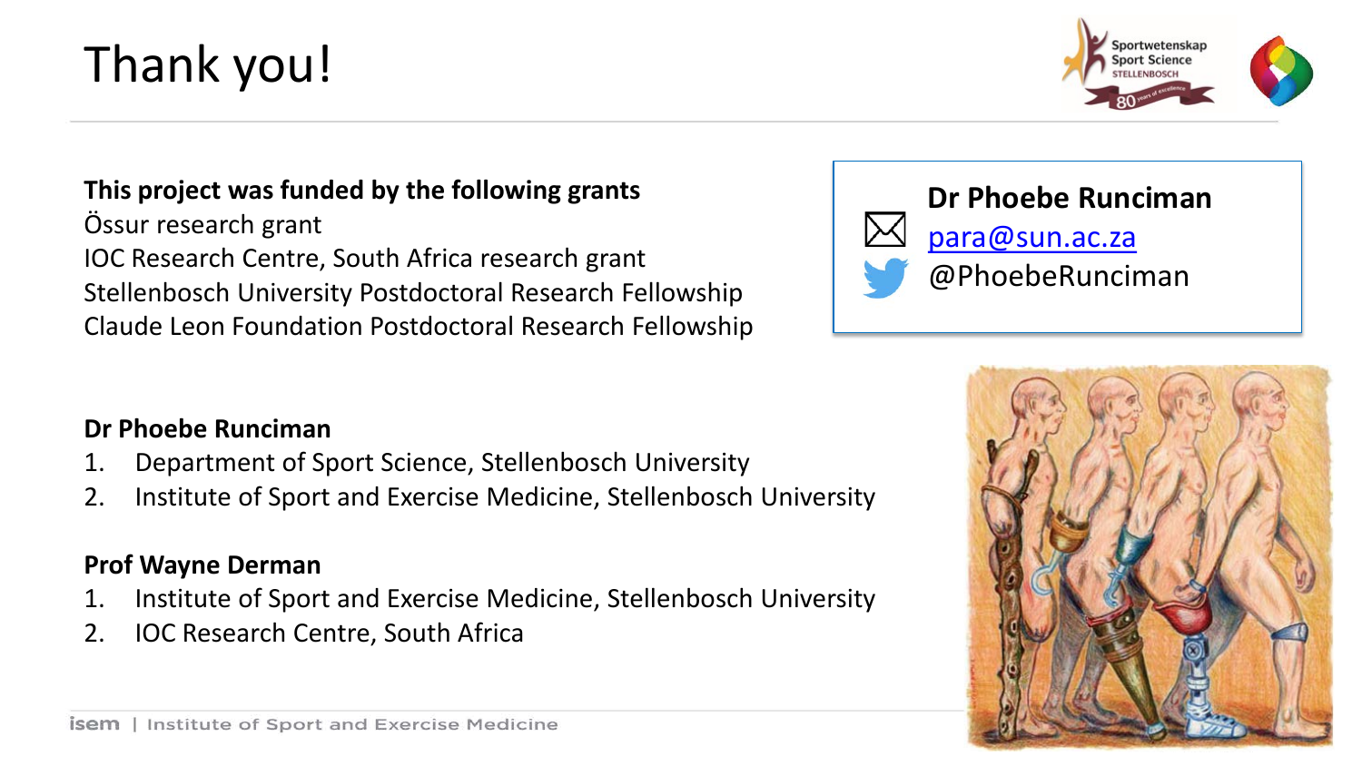# Thank you!

**This project was funded by the following grants**

Össur research grant
IOC Research Centre, South Africa research grant
Stellenbosch University Postdoctoral Research Fellowship
Claude Leon Foundation Postdoctoral Research Fellowship

**Dr Phoebe Runciman**
para@sun.ac.za
@PhoebeRunciman

**Dr Phoebe Runciman**

1. Department of Sport Science, Stellenbosch University
2. Institute of Sport and Exercise Medicine, Stellenbosch University

**Prof Wayne Derman**

1. Institute of Sport and Exercise Medicine, Stellenbosch University
2. IOC Research Centre, South Africa